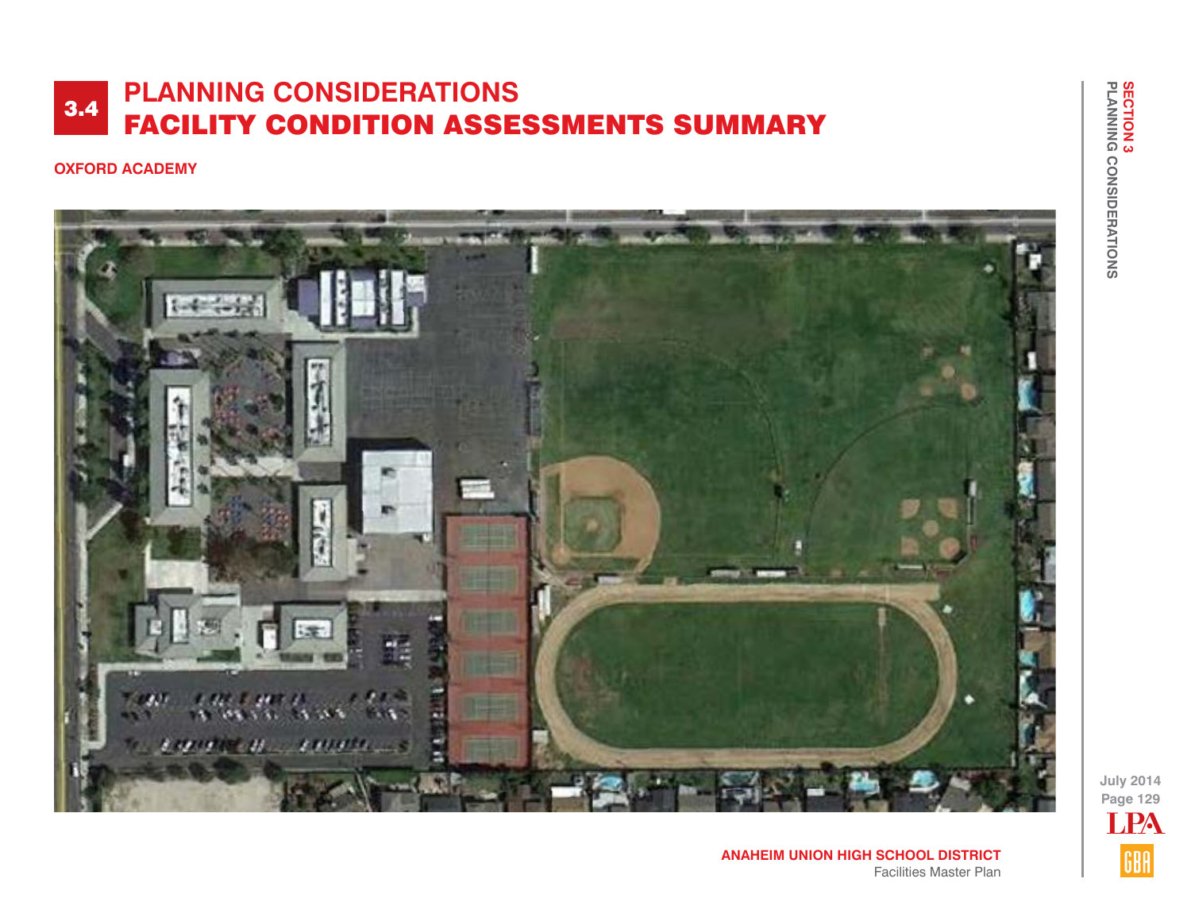# 3.4 PLANNING CONSIDERATIONS
# FACILITY CONDITION ASSESSMENTS SUMMARY

**OXFORD ACADEMY**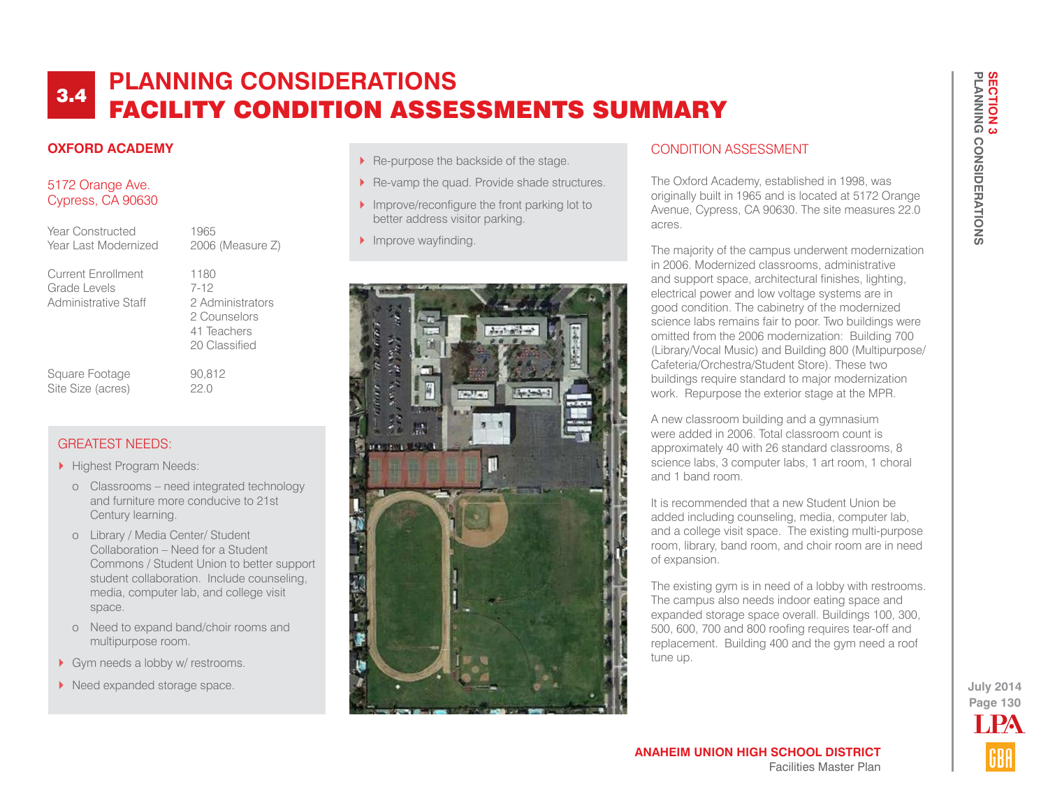# 3.4 PLANNING CONSIDERATIONS
# FACILITY CONDITION ASSESSMENTS SUMMARY

## OXFORD ACADEMY

5172 Orange Ave.
Cypress, CA 90630

| | |
|---|---|
| Year Constructed | 1965 |
| Year Last Modernized | 2006 (Measure Z) |
| Current Enrollment | 1180 |
| Grade Levels | 7-12 |
| Administrative Staff | 2 Administrators<br>2 Counselors<br>41 Teachers<br>20 Classified |
| Square Footage | 90,812 |
| Site Size (acres) | 22.0 |

### GREATEST NEEDS:

- Highest Program Needs:
  - Classrooms – need integrated technology and furniture more conducive to 21st Century learning.
  - Library / Media Center/ Student Collaboration – Need for a Student Commons / Student Union to better support student collaboration. Include counseling, media, computer lab, and college visit space.
  - Need to expand band/choir rooms and multipurpose room.
- Gym needs a lobby w/ restrooms.
- Need expanded storage space.
- Re-purpose the backside of the stage.
- Re-vamp the quad. Provide shade structures.
- Improve/reconfigure the front parking lot to better address visitor parking.
- Improve wayfinding.

### CONDITION ASSESSMENT

The Oxford Academy, established in 1998, was originally built in 1965 and is located at 5172 Orange Avenue, Cypress, CA 90630. The site measures 22.0 acres.

The majority of the campus underwent modernization in 2006. Modernized classrooms, administrative and support space, architectural finishes, lighting, electrical power and low voltage systems are in good condition. The cabinetry of the modernized science labs remains fair to poor. Two buildings were omitted from the 2006 modernization: Building 700 (Library/Vocal Music) and Building 800 (Multipurpose/ Cafeteria/Orchestra/Student Store). These two buildings require standard to major modernization work. Repurpose the exterior stage at the MPR.

A new classroom building and a gymnasium were added in 2006. Total classroom count is approximately 40 with 26 standard classrooms, 8 science labs, 3 computer labs, 1 art room, 1 choral and 1 band room.

It is recommended that a new Student Union be added including counseling, media, computer lab, and a college visit space. The existing multi-purpose room, library, band room, and choir room are in need of expansion.

The existing gym is in need of a lobby with restrooms. The campus also needs indoor eating space and expanded storage space overall. Buildings 100, 300, 500, 600, 700 and 800 roofing requires tear-off and replacement. Building 400 and the gym need a roof tune up.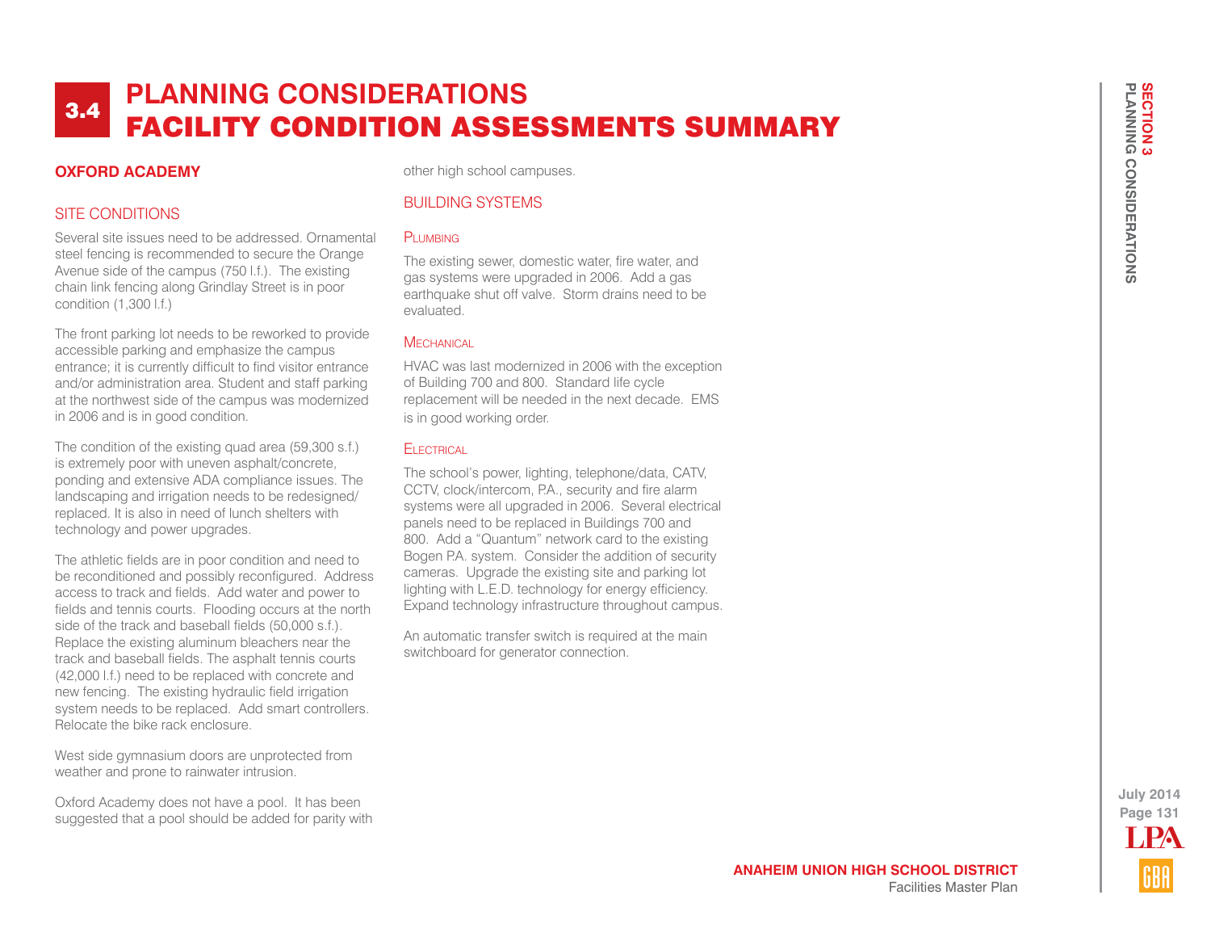# 3.4 PLANNING CONSIDERATIONS
# FACILITY CONDITION ASSESSMENTS SUMMARY

## OXFORD ACADEMY

### SITE CONDITIONS

Several site issues need to be addressed. Ornamental steel fencing is recommended to secure the Orange Avenue side of the campus (750 l.f.). The existing chain link fencing along Grindlay Street is in poor condition (1,300 l.f.)

The front parking lot needs to be reworked to provide accessible parking and emphasize the campus entrance; it is currently difficult to find visitor entrance and/or administration area. Student and staff parking at the northwest side of the campus was modernized in 2006 and is in good condition.

The condition of the existing quad area (59,300 s.f.) is extremely poor with uneven asphalt/concrete, ponding and extensive ADA compliance issues. The landscaping and irrigation needs to be redesigned/replaced. It is also in need of lunch shelters with technology and power upgrades.

The athletic fields are in poor condition and need to be reconditioned and possibly reconfigured. Address access to track and fields. Add water and power to fields and tennis courts. Flooding occurs at the north side of the track and baseball fields (50,000 s.f.). Replace the existing aluminum bleachers near the track and baseball fields. The asphalt tennis courts (42,000 l.f.) need to be replaced with concrete and new fencing. The existing hydraulic field irrigation system needs to be replaced. Add smart controllers. Relocate the bike rack enclosure.

West side gymnasium doors are unprotected from weather and prone to rainwater intrusion.

Oxford Academy does not have a pool. It has been suggested that a pool should be added for parity with other high school campuses.

### BUILDING SYSTEMS

#### Plumbing

The existing sewer, domestic water, fire water, and gas systems were upgraded in 2006. Add a gas earthquake shut off valve. Storm drains need to be evaluated.

#### Mechanical

HVAC was last modernized in 2006 with the exception of Building 700 and 800. Standard life cycle replacement will be needed in the next decade. EMS is in good working order.

#### Electrical

The school's power, lighting, telephone/data, CATV, CCTV, clock/intercom, P.A., security and fire alarm systems were all upgraded in 2006. Several electrical panels need to be replaced in Buildings 700 and 800. Add a "Quantum" network card to the existing Bogen P.A. system. Consider the addition of security cameras. Upgrade the existing site and parking lot lighting with L.E.D. technology for energy efficiency. Expand technology infrastructure throughout campus.

An automatic transfer switch is required at the main switchboard for generator connection.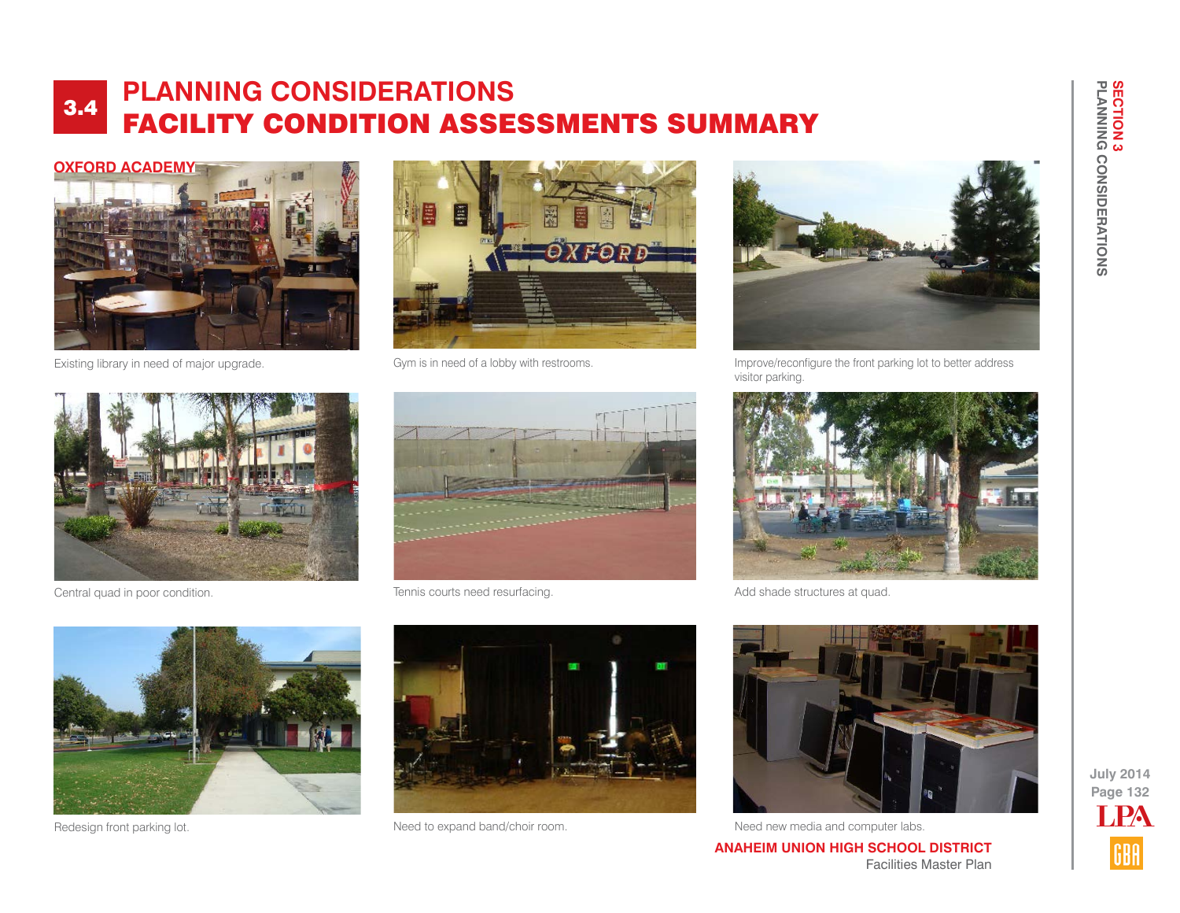# 3.4 PLANNING CONSIDERATIONS
# FACILITY CONDITION ASSESSMENTS SUMMARY

## OXFORD ACADEMY

Existing library in need of major upgrade.

Gym is in need of a lobby with restrooms.

Improve/reconfigure the front parking lot to better address visitor parking.

Central quad in poor condition.

Tennis courts need resurfacing.

Add shade structures at quad.

Redesign front parking lot.

Need to expand band/choir room.

Need new media and computer labs.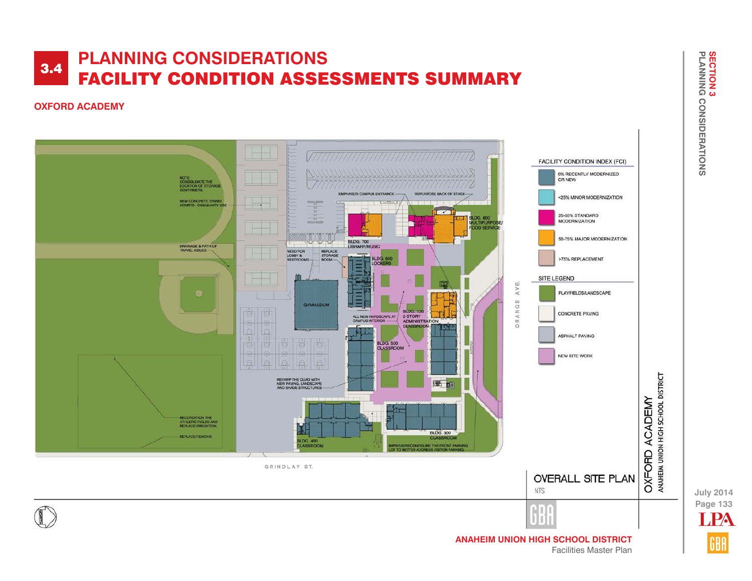# 3.4 PLANNING CONSIDERATIONS
# FACILITY CONDITION ASSESSMENTS SUMMARY

## OXFORD ACADEMY

NOTE: CONSOLIDATE THE LOCATION OF STORAGE CONTAINERS.

NEW CONCRETE TENNIS COURTS - COMMUNITY USE

DRAINAGE & PATH OF TRAVEL ISSUES

RECONDITION THE ATHLETIC FIELDS AND REPLACE IRRIGATION.

REPLACE FENCING

EMPHASIZE CAMPUS ENTRANCE

REPURPOSE BACK OF STAGE

NEED FOR LOBBY & RESTROOMS

REPLACE STORAGE ROOM

BLDG. 700 LIBRARY/MUSIC

BLDG. 600 LOCKERS

BLDG. 800 MULTIPURPOSE/ FOOD SERVICE

GYMNASIUM

ALL NEW HARDSCAPE AT CAMPUS INTERIOR

BLDG. 100 2-STORY ADMINISTRATION CLASSROOM

BLDG. 500 CLASSROOM

REVAMP THE QUAD WITH NEW PAVING, LANDSCAPE AND SHADE STRUCTURES

BLDG. 400 CLASSROOM

BLDG. 300 CLASSROOM

IMPROVE/RECONFIGURE THE FRONT PARKING LOT TO BETTER ADDRESS VISITOR PARKING.

ORANGE AVE.

GRINDLAY ST.

**FACILITY CONDITION INDEX (FCI)**

- 0% RECENTLY MODERNIZED OR NEW
- <25% MINOR MODERNIZATION
- 25-50% STANDARD MODERNIZATION
- 50-75% MAJOR MODERNIZATION
- >75% REPLACEMENT

**SITE LEGEND**

- PLAYFIELDS/LANDSCAPE
- CONCRETE PAVING
- ASPHALT PAVING
- NEW SITE WORK

OVERALL SITE PLAN

NTS

OXFORD ACADEMY

ANAHEIM UNION HIGH SCHOOL DISTRICT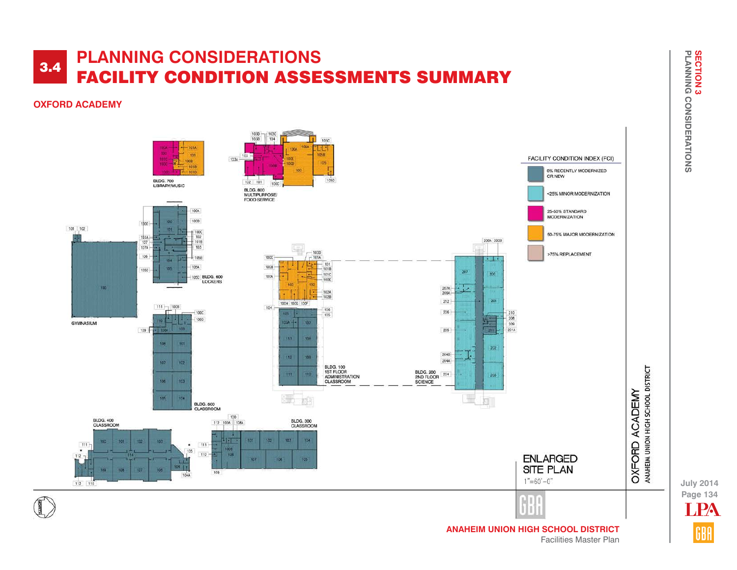# 3.4 PLANNING CONSIDERATIONS
# FACILITY CONDITION ASSESSMENTS SUMMARY

## OXFORD ACADEMY

BLDG. 700
LIBRARY/MUSIC

BLDG. 800
MULTIPURPOSE/
FOOD SERVICE

BLDG. 600
LOCKERS

GYMNASIUM

BLDG. 100
1ST FLOOR
ADMINISTRATION
CLASSROOM

BLDG. 200
2ND FLOOR
SCIENCE

BLDG. 500
CLASSROOM

BLDG. 400
CLASSROOM

BLDG. 300
CLASSROOM

FACILITY CONDITION INDEX (FCI)

- 0% RECENTLY MODERNIZED OR NEW
- <25% MINOR MODERNIZATION
- 25-50% STANDARD MODERNIZATION
- 50-75% MAJOR MODERNIZATION
- >75% REPLACEMENT

ENLARGED SITE PLAN
1"=60'-0"

OXFORD ACADEMY
ANAHEIM UNION HIGH SCHOOL DISTRICT

ANAHEIM UNION HIGH SCHOOL DISTRICT
Facilities Master Plan